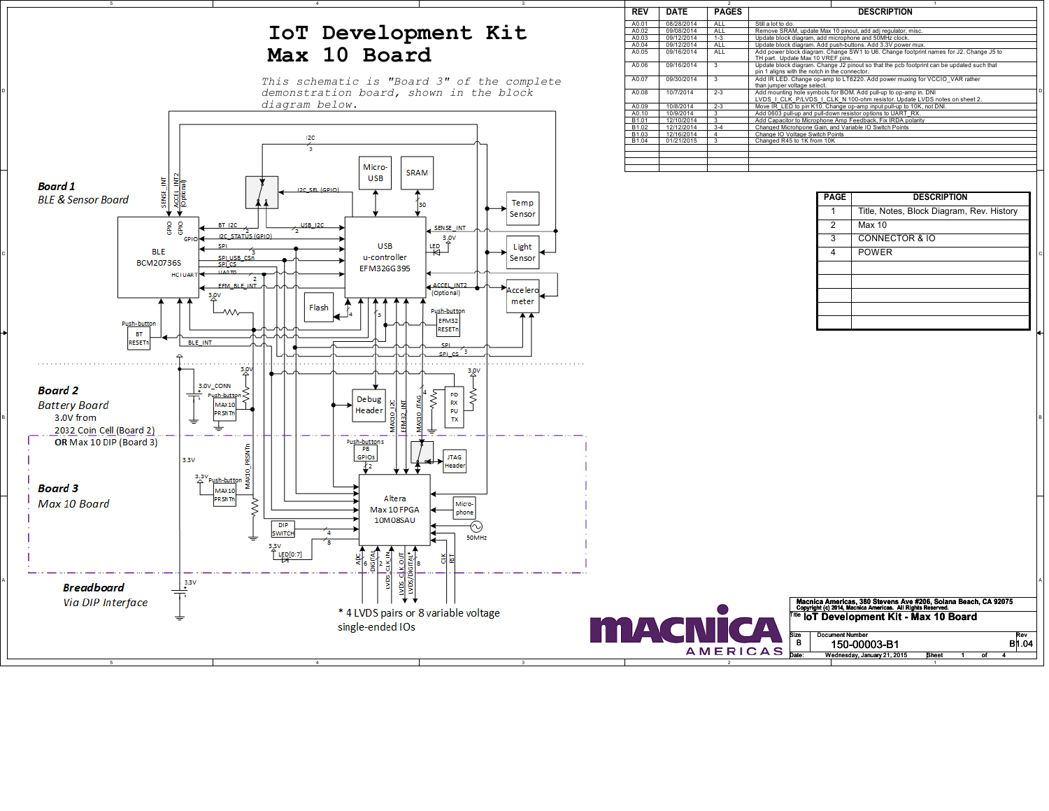# IoT Development Kit
# Max 10 Board

*This schematic is "Board 3" of the complete demonstration board, shown in the block diagram below.*

| REV | DATE | PAGES | DESCRIPTION |
|---|---|---|---|
| A0.01 | 08/28/2014 | ALL | Still a lot to do. |
| A0.02 | 09/08/2014 | ALL | Remove SRAM, update Max 10 pinout, add adj regulator, misc. |
| A0.03 | 09/12/2014 | 1-3 | Update block diagram, add microphone and 50MHz clock. |
| A0.04 | 09/12/2014 | ALL | Update block diagram. Add push-buttons. Add 3.3V power mux. |
| A0.05 | 09/16/2014 | ALL | Add power block diagram. Change SW1 to U6. Change footprint names for J2. Change J5 to TH part. Update Max 10 VREF pins. |
| A0.06 | 09/16/2014 | 3 | Update block diagram. Change J2 pinout so that the pcb footprint can be updated such that pin 1 aligns with the notch in the connector. |
| A0.07 | 09/30/2014 | 3 | Add IR LED. Change op-amp to LT6220. Add power muxing for VCCIO_VAR rather than jumper voltage select. |
| A0.08 | 10/7/2014 | 2-3 | Add mounting hole symbols for BOM. Add pull-up to op-amp in. DNI LVDS_I_CLK_P/LVDS_I_CLK_N 100-ohm resistor. Update LVDS notes on sheet 2. |
| A0.09 | 10/8/2014 | 2-3 | Move IR_LED to pin K10. Change op-amp input pull-up to 10K, not DNI. |
| A0.10 | 10/9/2014 | 3 | Add 0603 pull-up and pull-down resistor options to UART_RX. |
| B1.01 | 12/10/2014 | 3 | Add Capacitor to Microphone Amp Feedback, Fix IRDA polarity |
| B1.02 | 12/12/2014 | 3-4 | Changed Microphone Gain, and Variable IO Switch Points |
| B1.03 | 12/16/2014 | 4 | Change IO Voltage Switch Points |
| B1.04 | 01/21/2015 | 3 | Changed R45 to 1K from 10K |

| PAGE | DESCRIPTION |
|---|---|
| 1 | Title, Notes, Block Diagram, Rev. History |
| 2 | Max 10 |
| 3 | CONNECTOR & IO |
| 4 | POWER |

**Board 1**
*BLE & Sensor Board*

**Board 2**
*Battery Board*
3.0V from
2032 Coin Cell (Board 2)
**OR** Max 10 DIP (Board 3)

**Board 3**
*Max 10 Board*

**Breadboard**
*Via DIP Interface*

BLE BCM20736S
USB u-controller EFM32GG395
Altera Max 10 FPGA 10M08SAU
Micro-USB
SRAM
Temp Sensor
Light Sensor
Accelerometer
Flash
Debug Header
JTAG Header
Microphone
50MHz
DIP SWITCH
LED[0:7]

SENSE_INT, ACCEL_INT2 (Optional), I2C, I2C_SEL (GPIO), BT_I2C, USB_I2C, I2C_STATUS (GPIO), SPI, SPI_USB_CSn, SPI_CS, UART, EFM_BLE_INT, BLE_INT, HCI UART, GPIO, MAX10_I2C, EFM32_INT, MAX10_JTAG, MAX10_PRSNTn, 3.0V_CONN, 3.0V, 3.3V

Push-button BT RESETn
Push-button EFM32 RESETn
Push-button MAX10 PRSNTn
Push-buttons PB GPIOs
PD RX PU TX

ADC, DIGITAL, LVDS_CLK IN, LVDS_CLK OUT, LVDS/DIGITAL*, CLK, RST

* 4 LVDS pairs or 8 variable voltage single-ended IOs

Macnica Americas, 380 Stevens Ave #206, Solana Beach, CA 92075
Copyright (c) 2014, Macnica Americas. All Rights Reserved.

Title: IoT Development Kit - Max 10 Board
Size: B
Document Number: 150-00003-B1
Rev: B1.04
Date: Wednesday, January 21, 2015
Sheet 1 of 4

MACNICA AMERICAS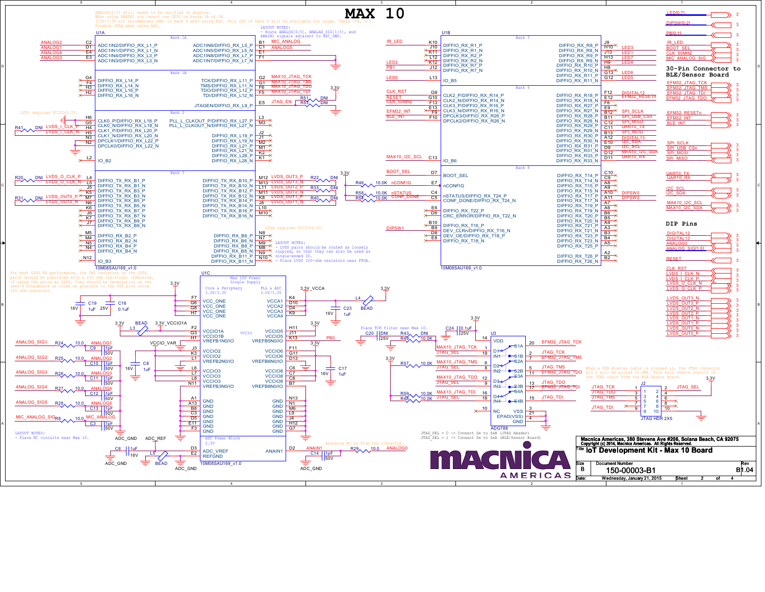# MAX 10

ANALOG[1:5] still needs to be verified in Quartus.
When using ANAIN1 you cannot use GPIO on banks 1A or 1B.
3.0V/3.3V not recommended (NR) in bank 8 when using ADC. Only 28% of bank 8 will be available for usage. Table 3-4, 3-5.
Disable JTAG when using ADC.

LAYOUT NOTES:
- Route ANALOG[0:5], ANALOG_SIG[1:5], and ANAIN1 signals adjacent to ADC_GND.

LVDS requires VCCIO=2.5V.

LVDS requires VCCIO=2.5V.

LAYOUT NOTES:
- LVDS pairs should be routed as loosely coupled, so that they can also be used as single-ended IO.
- Place LVDS 100-ohm resistors near FPGA.

For best LVDS RX performance, the DNI resistors on the LVDS pairs should be populated with a 100 ohm resistors; otherwise, if using the pairs as LVDS, they should be termination on the user's breadboard as close as possible to the DIP pins using 100 ohm resistors.

LAYOUT NOTES:
- Place RC circuits near Max 10.

Max 10S Power Single Supply

Core & Periphery 3.0V/3.3V

PLL & ADC 3.0V/3.3V

ADC Power Block 2.5V

Assuming RC is from the connector.

Place TCK filter near Max 10.

JTAG_SEL = 0 -> Connect Dx to SxB (JTAG Header)
JTAG_SEL = 1 -> Connect Dx to SxA (BLE/Sensor Board)

When a USB Blaster cable is plugged in, the JTAG connector pin 2 will be pulled to GND. This will remove control of the JTAG chain from the BLE/Sensor Board.

## 30-Pin Connector to BLE/Sensor Board

## DIP Pins

| | |
|---|---|
| Macnica Americas, 380 Stevens Ave #206, Solana Beach, CA 92075 | |
| Copyright (c) 2014, Macnica Americas. All Rights Reserved. | |
| Title | IoT Development Kit - Max 10 Board |
| Size: B | Document Number: 150-00003-B1 | Rev: B1.04 |
| Date: Wednesday, January 21, 2015 | Sheet 2 of 4 |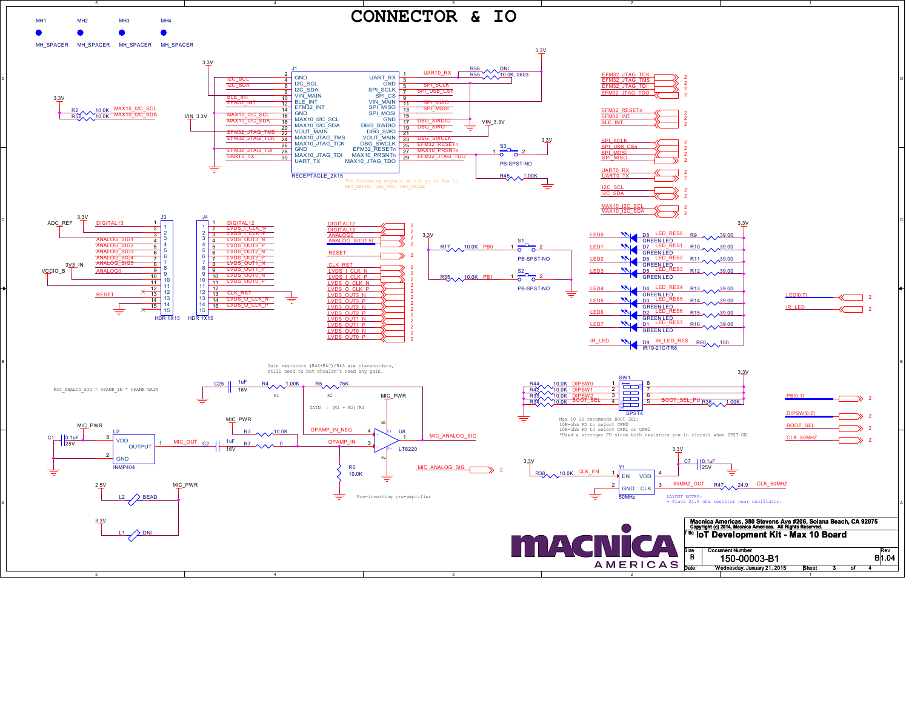# CONNECTOR & IO

MH1 MH2 MH3 MH4

MH_SPACER MH_SPACER MH_SPACER MH_SPACER

J1 RECEPTACLE_2X15

| Pin | Signal | Signal | Pin |
|---|---|---|---|
| 2 | GND | UART_RX | 1 |
| 4 | I2C_SCL | GND | 3 |
| 6 | I2C_SDA | SPI_SCLK | 5 |
| 8 | VIN_MAIN | SPI_CS | 7 |
| 10 | BLE_INT | VIN_MAIN | 9 |
| 12 | EFM32_INT | SPI_MISO | 11 |
| 14 | GND | SPI_MOSI | 13 |
| 16 | MAX10_I2C_SCL | GND | 15 |
| 18 | MAX10_I2C_SDA | DBG_SWDIO | 17 |
| 20 | VOUT_MAIN | DBG_SWO | 19 |
| 22 | MAX10_JTAG_TMS | VOUT_MAIN | 21 |
| 24 | MAX10_JTAG_TCK | DBG_SWCLK | 23 |
| 26 | GND | EFM32_RESETn | 25 |
| 28 | MAX10_JTAG_TDI | MAX10_PRSNTn | 27 |
| 30 | UART_TX | MAX10_JTAG_TDO | 29 |

The following signals do not go to Max 10.
DBG_SWDIO, DBG_SWO, DBG_SWCLK

R56 DNI, R55 10.0K 0603, UART0_RX, SPI_SCLK, SPI_USB_CSn, SPI_MISO, SPI_MOSI, DBG_SWDIO, DBG_SWO, DBG_SWCLK, EFM32_RESETn, MAX10_PRSNTn, EFM32_JTAG_TDO, VIN_3.3V, 3.3V

S3 PB-SPST-NO, R45 1.00K

R2 10.0K MAX10_I2C_SCL, R52 10.0K MAX10_I2C_SDA, 3.3V

I2C_SCL, I2C_SDA, BLE_INT, EFM32_INT, MAX10_I2C_SCL, MAX10_I2C_SDA, EFM32_JTAG_TMS, EFM32_JTAG_TCK, EFM32_JTAG_TDI, UART0_TX, VIN_3.3V

Off-sheet connectors (2): EFM32_JTAG_TCK, EFM32_JTAG_TMS, EFM32_JTAG_TDI, EFM32_JTAG_TDO, EFM32_RESETn, EFM32_INT, BLE_INT, SPI_SCLK, SPI_USB_CSn, SPI_MOSI, SPI_MISO, UART0_RX, UART0_TX, I2C_SCL, I2C_SDA, MAX10_I2C_SCL, MAX10_I2C_SDA

J3 HDR 1X15: 1 DIGITAL13; 2; 3 (3.3V, ADC_REF); 4 ANALOG_SIG1; 5 ANALOG_SIG2; 6 ANALOG_SIG3; 7 ANALOG_SIG4; 8 ANALOG_SIG5 (3V3_IN); 9 ANALOG0 (VCCIO_B); 10; 11; 12; 13 RESET; 14; 15

J4 HDR 1X15: 1 DIGITAL12; 2 LVDS_I_CLK_N; 3 LVDS_I_CLK_P; 4 LVDS_OUT3_N; 5 LVDS_OUT3_P; 6 LVDS_OUT2_N; 7 LVDS_OUT2_P; 8 LVDS_OUT1_N; 9 LVDS_OUT1_P; 10 LVDS_OUT0_N; 11 LVDS_OUT0_P; 12; 13 CLK_RST; 14 LVDS_O_CLK_N; 15 LVDS_O_CLK_P

Off-sheet connectors (2): DIGITAL12, DIGITAL13, ANALOG0, ANALOG_SIG[1:5], RESET, CLK_RST, LVDS_I_CLK_N, LVDS_I_CLK_P, LVDS_O_CLK_N, LVDS_O_CLK_P, LVDS_OUT3_N, LVDS_OUT3_P, LVDS_OUT2_N, LVDS_OUT2_P, LVDS_OUT1_N, LVDS_OUT1_P, LVDS_OUT0_N, LVDS_OUT0_P

3.3V, R17 10.0K PB0, S1 PB-SPST-NO; R35 10.0K PB1, S2 PB-SPST-NO

| LED | Ref | Type | Net | Resistor | Value |
|---|---|---|---|---|---|
| LED0 | D8 | GREEN LED | LED_RES0 | R9 | 39.00 |
| LED1 | D7 | GREEN LED | LED_RES1 | R10 | 39.00 |
| LED2 | D6 | GREEN LED | LED_RES2 | R11 | 39.00 |
| LED3 | D5 | GREEN LED | LED_RES3 | R12 | 39.00 |
| LED4 | D4 | GREEN LED | LED_RES4 | R13 | 39.00 |
| LED5 | D3 | GREEN LED | LED_RES5 | R14 | 39.00 |
| LED6 | D2 | GREEN LED | LED_RES6 | R15 | 39.00 |
| LED7 | D1 | GREEN LED | LED_RES7 | R16 | 39.00 |
| IR_LED | D9 | IR19-21C/TR8 | IR_LED_RES | R60 | 100 |

LED[0:7] 2, IR_LED 2

Gain resistors (R46+R47)/R46 are placeholders,
still need to but shouldn't need any gain.

MIC_ANALOG_SIG = OPAMP_IN * OPAMP GAIN

GAIN = (R1 + R2)/R1

C25 1uF 16V, R4 1.00K (R1), R5 75K (R2), MIC_PWR, U8 LT6220, OPAMP_IN_NEG, OPAMP_IN, MIC_ANALOG_SIG, R6 10.0K, R3 10.0K, R7 0, C2 1uF 16V, MIC_OUT

U2 INMP404: VDD, OUTPUT, GND; C1 0.1uF 25V; MIC_PWR

Non-inverting pre-amplifier

2.5V, L2 BEAD, MIC_PWR; 3.3V, L1 DNI

SW1 SPST4: R44 10.0K DIPSW0; R42 10.0K DIPSW1; R39 10.0K DIPSW2; R34 10.0K BOOT_SEL; BOOT_SEL_PU R36 1.00K; 3.3V

Max 10 HB recomends BOOT_SEL:
10K-ohm PD to select CFM0
10K-ohm PU to select CFM1 or CFM2
*Used a stronger PU since both resistors are in circuit when SPST ON.

PB[0:1] 2, DIPSW[0:2] 2, BOOT_SEL 2, CLK_50MHZ 2

Y1 50MHz: EN, VDD, GND, CLK; R38 10.0K CLK_EN; C7 0.1uF 25V; 50MHZ_OUT R47 24.9 CLK_50MHZ; 3.3V

LAYOUT NOTES:
- Place 24.9 ohm resistor near oscillator.

MIC_ANALOG_SIG 2

Macnica Americas, 380 Stevens Ave #206, Solana Beach, CA 92075
Copyright (c) 2014, Macnica Americas. All Rights Reserved.

| | |
|---|---|
| Title | IoT Development Kit - Max 10 Board |
| Size | B |
| Document Number | 150-00003-B1 |
| Rev | B1.04 |
| Date | Wednesday, January 21, 2015 |
| Sheet | 3 of 4 |

MACNICA AMERICAS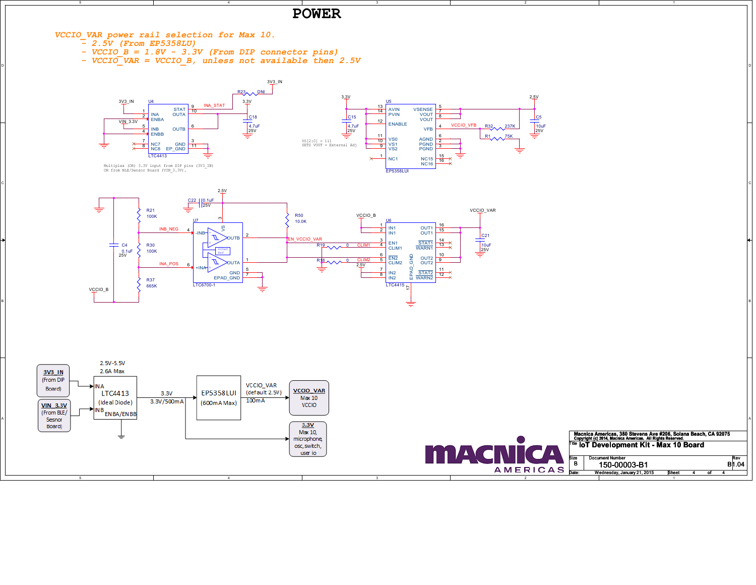# POWER

*VCCIO_VAR power rail selection for Max 10.*
- *2.5V (From EP5358LU)*
- *VCCIO_B = 1.8V - 3.3V (From DIP connector pins)*
- *VCCIO_VAR = VCCIO_B, unless not available then 2.5V*

3V3_IN
R23 DNI
INA_STAT
3.3V
C18 4.7uF 25V
U4
3V3_IN
VIN_3.3V
INA
ENBA
INB
ENBB
NC7
NC8
STAT
OUTA
OUTB
GND
EP_GND
LTC4413

Multiplex (OR) 3.3V input from DIP pins (3V3_IN) OR from BLE/Sensor Board (VIN_3.3V).

3.3V
C15 4.7uF 25V
U5
AVIN
PVIN
ENABLE
VS0
VS1
VS2
NC1
VSENSE
VOUT
VOUT
VFB
AGND
PGND
PGND
NC15
NC16
EP5358LUI
VS[2:0] = 111
SETS VOUT = External Adj
VCCIO_VFB
R32 237K
R1 75K
2.5V
C5 10uF 25V

2.5V
C22 0.1uF 25V
R21 100K
R30 100K
R37 665K
C4 0.1uF 25V
VCCIO_B
INB_NEG
INA_POS
U7
-INB
+INA
VS
OUTB
OUTA
GND
EPAD_GND
LTC6700-1
R50 10.0K
EN_VCCIO_VAR
R19 0 CLIM1
R18 0 CLIM2
2.5V
VCCIO_B
U6
IN1
IN1
EN1
CLIM1
EN2
CLIM2
IN2
IN2
OUT1
OUT1
STAT1
WARN1
OUT2
OUT2
STAT2
WARN2
EPAD_GND
LTC4415
VCCIO_VAR
C21 10uF 25V

3V3_IN (From DIP Board)
VIN_3.3V (From BLE/ Sesnor Board)
2.5V-5.5V
2.6A Max
LTC4413 (Ideal Diode)
INA
INB
ENBA/ENBB
3.3V
3.3V/500mA
EP5358LUI (600mA Max)
VCCIO_VAR (default 2.5V)
100mA
VCCIO_VAR Max 10 VCCIO
3.3V Max 10, microphone, osc, switch, user io

Macnica Americas, 380 Stevens Ave #206, Solana Beach, CA 92075
Copyright (c) 2014, Macnica Americas. All Rights Reserved.

| | | | |
|---|---|---|---|
| Title | IoT Development Kit - Max 10 Board | | |
| Size B | Document Number 150-00003-B1 | | Rev B1.04 |
| Date: Wednesday, January 21, 2015 | Sheet 4 of 4 | | |

macnica AMERICAS